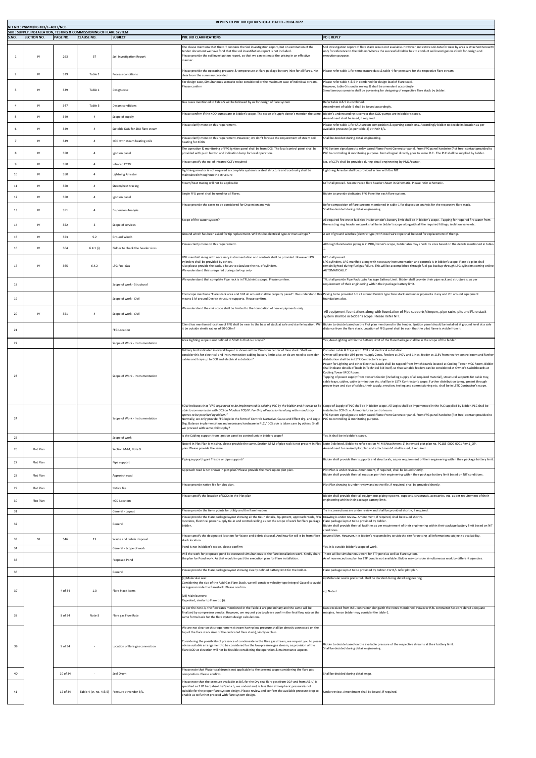# REPLIES TO PRE BID QUERIES LOT-1 DATED - 09.04.2022

NIT NO : PNMM/PC-183/E- 4013/NCB

SUB : SUPPLY, INSTALLATION, TESTING & COMMISSIONING OF FLARE SYSTEM

| S.NO. | SECTION NO. | PAGE NO. | CLAUSE NO. | SUBJECT | PRE BID CLARIFICATIONS | PDIL REPLY |
|---|---|---|---|---|---|---|
| 1 | IV | 263 | 57 | Soil Investigation Report | The clause mentions that the NIT contains the Soil investigation report, but on exmination of the tender document we have fond that the soil investihation report is not included. Please provide the soil investigation report, so that we can estimate the pricing in an effective manner. | Soil investigation report of flare stack area is not available. However, indicative soil data for near by area is attached herewith only for reference to the bidders.Wheras the successful bidder has to conduct soil investigation afresh for design and execution purpose. |
| 2 | IV | 339 | Table 1 | Process conditions | Please provide the operating pressure & temperature at flare package battery inlet for all flares. Not clear from the summary provided | Please refer table-1 for temperature data & table-4 for presssure for the respective flare stream. |
| 3 | IV | 339 | Table 1 | Design case | For design case, Simultaneous scenario to be considered or the maximum case of individual stream. Please confirm | Please refer table 4 & 5 in combined for design load of Flare stack. However, table-5 is under review & shall be amendent accordingly. Simultaneous scenario shall be governing for designing of respective flare stack by bidder. |
| 4 | IV | 347 | Table 5 | Design conditions | Gas cases mentioned in Table-5 will be followed by us for design of flare system | Refer table 4 & 5 in combined. Amendment of table-5 shall be issued accordingly. |
| 5 | IV | 349 | 4 | Scope of supply | Please confirm if the KOD pumps are in Bidder's scope. The scope of supply doesn't mention the same. | Bidder's understanding is correct that KOD pumps are in bidder's scope. Amendment shall be issed, if required. |
| 6 | IV | 349 | 4 | Suitable KOD for SRU flare steam | Please clarify more on this requirement. | Please refer table-1 for SRU stream composition & operting conditions. Accordingly bidder to decide its location as per available pressure (as per table-4) at their B/L. |
| 7 | IV | 349 | 4 | KOD with steam heating coils | Please clarify more on this requirement. However, we don't foresee the requirement of steam coil heating for KODs | Shall be decided during detail engineering. |
| 8 | IV | 350 | 4 | Ignition panel | The operation & monitoring of FFG ignition panel shall be from DCS. The local control panel shall be provided with push button and indication lamp for local operation. | FFG System signal goes to relay based Flame Front Generator panel. From FFG panel hardwire (Pot free) contact provided to PLC to controlling & monitoring purpose. Rest all signal directly goes to same PLC . The PLC shall be supplied by bidder. |
| 9 | IV | 350 | 4 | Infrared CCTV | Please specify the no. of Infrared CCTV required | No. of CCTV shall be provided during detail enginnering by PMC/owner. |
| 10 | IV | 350 | 4 | Lightning Arrestor | Lightning arrestor is not required as complete system is a steel structure and continuity shall be maintained throughout the structure | Lightning Arrestor shall be provided in line with the NIT. |
| 11 | IV | 350 | 4 | Steam/heat tracing | Steam/heat tracing will not be applicable | NIT shall prevail. Steam traced flare header shown in Schematic. Please refer schematic. |
| 12 | IV | 350 | 4 | Ignition panel | Single FFG panel shall be used for all flares. | Bidder to provide dedicated FFG Panel for each flare system. |
| 13 | IV | 351 | 4 | Dispersion Analysis | Please provide the cases to be considered for Dispersion analysis | Refer composition of flare streams mentioned in table-1 for dispersion analysis for the respective flare stack. Shall be decided during detail engineering. |
| 14 | IV | 352 | 5 | Scope of services | Scope of fire water system? | All required fire water facilities inside vendor's battery limit shall be in bidder's scope . Tapping for required fire water from the existing ring header network shall be in bidder's scope alongwith all the required fittings, isolation valve etc. |
| 15 | IV | 353 | 5.2 | Ground Winch | Ground winch has been asked for tip replacement. Will this be electrical type or manual type? | A set of ground winches (electric type) with steel wire rope shall be used for replacement of the tip. |
| 16 | IV | 364 | 6.4.1 (i) | Bidder to check the header sizes | Please clarify more on this requirement. | Although flareheader piping is in PDIL/owner's scope, bidder also may check its sizes based on the details mentioned in table-1. |
| 17 | IV | 365 | 6.4.2 | LPG Fuel Gas | LPG manifold along with necessary instrumentation and controls shall be provided. However LPG cylinders shall be provided by others. Also please provide the backup hours to claculate the no. of cylinders. We understand this is required during start-up only | NIT shall prevail. LPG cylinders, LPG manifold along with necessary instrumentation and controls is in bidder's scope. Flare tip pilot shall remain lighted during fuel gas failure. This will be accomplished through fuel gas backup through LPG cylinders coming online AUTOMATICALLY. |
| 18 | | | | Scope of work - Structural | We understand that complete Pipe rack is in TFL/cleint's scope. Please confirm. | TFL shall provide Pipe Rack upto Package Battery Limit. Bidder shall provide their pipe rack and structurals, as per requirement of their engineering within their package battery limit. |
| 19 | | | | Scope of work - Civil | Civil scope mentions "Flare stack area and 3 M all around shall be properly paved". We understand this means 3 M around Derrick structure supports. Please confirm. | Paving to be provided 3m all around Derrick type flare stack and under piperacks if any and 2m around equipment foundations also. |
| 20 | IV | 351 | 4 | Scope of work - Civil | We understand the civil scope shall be limited to the foundation of new equipments only. | All equipment foundations along with foundation of Pipe supports/sleepers, pipe racks, pits and Flare stack system shall be in bidder's scope. Please Refer NIT. |
| 21 | | | | FFG Location | Client has mentioned location of FFG shall be near to the base of stack at safe and sterile location. Will it be outside sterile radius of 90-100m? | Bidder to decide based on the Plot plan mentioned in the tender. Ignition panel should be installed at ground level at a safe distance from the flare stack. Location of FFG panel shall be such that the pilot flame is visible from it. |
| 22 | | | | Scope of Work - Instrumentation | Area Lighting scope is not defined in SOW. Is that our scope? | Yes, Area Lighting within the Battery Limit of the Flare Package shall be in the scope of the bidder. |
| 23 | | | | Scope of Work - Instrumentation | Battery limit indicated in overall layout is shown within 35m from center of flare stack. Shall we consider this for electrical and instrumentation cabling battery limits also, or do we need to consider cables and trays up to CCR and electrical substation? | Consider cable & Trays upto CCR and electrical substation. Owner will provide UPS power supply 2 nos. feeders at 240V and 1 Nos. feeder at 115V from nearby control room and further distribution shall be in LSTK Contractor's scope. Power for Lighting and other Electrical Loads shall be tapped from Switchboards located at Cooling Tower MCC Room. Bidder shall indicate details of loads in Technical Bid itself, so that suitable feeders can be considered at Owner's Switchboards at Cooling Tower MCC Room. Tapping of power supply from owner's feeder (including supply of all required material), structural supports for cable tray, cable trays, cables, cable termination etc. shall be in LSTK Contractor's scope. Further distribution to equipment through proper type and size of cables, their supply, erection, testing and commissioning etc. shall be in LSTK Contractor's scope. |
| 24 | | | | Scope of Work - Instrumentation | SOW indicates that "FFG logic need to be implemented in existing PLC by the bidder and it needs to be able to communicate with DCS on Modbus TCP/IP. For this, all accessories along with mandatory spares to be provided by bidder. " Normally, we only provide FFG logic in the form of Controls Narrative, Cause and Effect drg. and Logic Drg. Balance implementation and necessary hardware in PLC / DCS side is taken care by others. Shall we proceed with same philosophy? | Scope of Supply of PLC shall be in Bidder scope. All Logics shall be impemented in the PLC supplied by Bidder. PLC shall be installed in CCR-2 i.e. Ammonia Urea control room. FFG System signal goes to relay based Flame Front Generator panel. From FFG panel hardwire (Pot free) contact provided to PLC to controlling & monitoring purpose. |
| 25 | | | | Scope of work | Is the Cabling support from Ignition panel to control unit in bidders scope? | Yes. It shall be in bidder's scope. |
| 26 | Plot Plan | | | Section M-M, Note 9 | Note 9 in Plot Plan is missing, please provide the same. Section M-M of pipe rack is not present in Plot plan. Please provide the same | Note-9 deleted. Bidder to refer section M-M (Attachment-1) in revised plot plan no. PC183-0000-0001 Rev.1_OP. Amendment for revised plot plan and attachment-1 shall issued, if required. |
| 27 | Plot Plan | | | Pipe support | Piping support type? Trestle or pipe support? | Bidder shall provide their supports and structurals, as per requirement of their engineering within their package battery limit. |
| 28 | Plot Plan | | | Approach road | Approach road is not shown in plot plan? Please provide the mark up on plot plan. | Plot Plan is under review. Amendment, if required, shall be issued shortly. Bidder shall provide their all roads as per their engineering within their package battery limit based on NIT conditions. |
| 29 | Plot Plan | | | Native file | Please provide native file for plot plan. | Plot Plan drawing is under review and native file, if required, shall be provided shortly. |
| 30 | Plot Plan | | | KOD Location | Please specify the location of KODs in the Plot plan | Bidder shall provide their all equipments piping systems, supports, structurals, acessories, etc. as per requirement of their engineering within their package battery limit. |
| 31 | | | | General - Layout | Please provide the tie-in points for utility and the flare headers. | Tie in connections are under review and shall be provided shortly, if required. |
| 32 | | | | General | Please provide the Flare package layout showing all the tie-in details, Equipment, approach roads, FFG locations, Electrical power supply tie-in and control cabling as per the scope of work for Flare package bidder, | Drawing is under review. Amendment, if required, shall be issued shortly. Flare package layout to be provided by bidder. Bidder shall provide their all facilities as per requirement of their engineering within their package battery limit based on NIT conditions. |
| 33 | VI | 546 | 13 | Waste and debris disposal | Please specify the designated location for Waste and debris disposal. And how far will it be from Flare stack location | Beyond 5km. However, it is Bidder's responsibility to visit the site for getting all informations subject to availability. |
| 34 | | | | General - Scope of work | Pond is not in bidder's scope. please confirm | Yes. It is outside bidder's scope of work. |
| 35 | | | | Proposed Pond | Will the work for proposed pond be executed simultaneously to the flare installation work. Kindly share the plan for Pond work. As that would impact the execution plan for Flare installation. | There will be simultaneous work for ETP pond as well as Flare system. As of now excecution plan for ETP pond is not available. Bidder may consider simultaneous work by different agencies. |
| 36 | | | | General | Please provide the Flare package layout showing clearly defined battery limit for the bidder. | Flare package layout to be provided by bidder. For B/L refer plot plan. |
| 37 | | 4 of 34 | 1.0 | Flare Stack items | (ii) Molecular seal: Considering the size of the Acid Gas Flare Stack, we will consider velocity type Integral Gaseel to avoid air ingress inside the flarestack. Please confirm. (viii) Main burners: Repeated, similar to Flare tip (i). | ii) Molecular seal is preferred. Shall be decided during detail engineering. vii) Noted. |
| 38 | | 8 of 34 | Note-3 | Flare gas Flow Rate | As per the note-3, the flow rates mentioned in the Table-1 are preliminary and the same will be finalized by compressor vendor. However, we request you to please confirm the final flow rate as the same forms basis for the flare system design calculations. | Data received from ISBL contractor alongwith the notes mentioned. However ISBL contractor has considered adequate margins, hence bidder may consider the table-1. |
| 39 | | 9 of 34 | - | Location of flare gas connection | We are not clear on this requirement (stream having low pressure shall be directly connected on the top of the flare stack riser of the dedicated flare stack), kindly explain. Considering the possibility of presence of condensate in the flare gas stream, we request you to please advise suitable arrangement to be considered for the low-pressure gas stream; as provision of the Flare KOD at elevation will not be feasible considering the operation & maintenance aspects. | Bidder to decide based on the available pressure of the respective streams at their battery limit. Shall be decided during detail engineering. |
| 40 | | 10 of 34 | - | Seal Drum | Please note that Water seal drum is not applicable to the present scope considering the flare gas composition. Please confirm. | Shall be decided during detail engg. |
| 41 | | 12 of 34 | Table-4 (sr. no. 4 & 5) | Pressure at vendor B/L. | Please note that the pressure available at B/L for the Dry seal flare gas (from CGP and from A& U) is specified as 1.01 bar (absolute?) which, we understand, is less than atmospheric pressure& not suitable for the proper flare system design. Please review and confirm the available pressure drop to enable us to further proceed with flare system design. | Under review. Amendment shall be issued, if required. |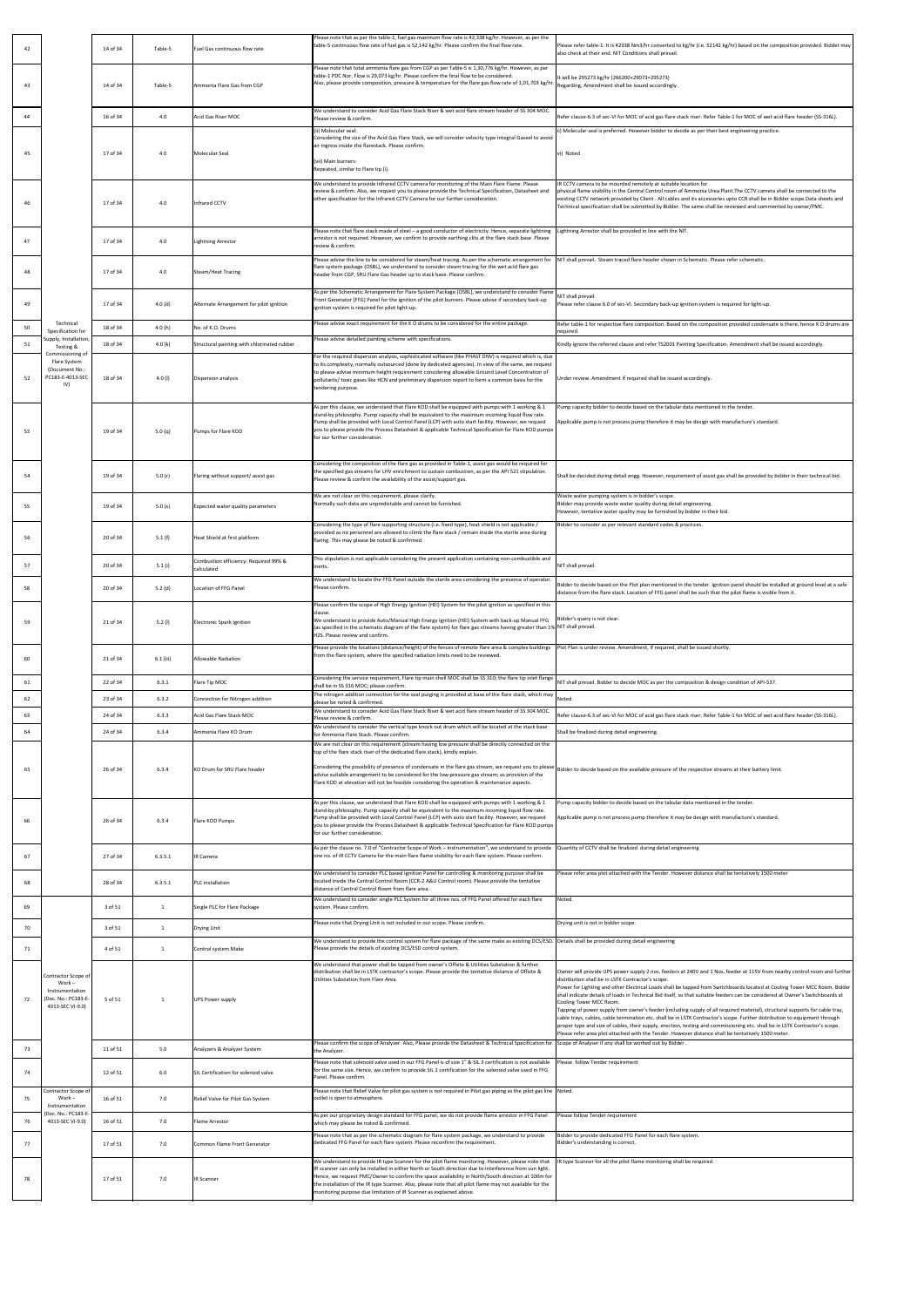| 42 | Technical Specification for Supply, Installation, Testing & Commissioning of Flare System (Document No.: PC183-E-4013-SEC IV) | 14 of 34 | Table-5 | Fuel Gas continuous flow rate | Please note that as per the table-1, fuel gas maximum flow rate is 42,338 kg/hr. However, as per the table-5 continuous flow rate of fuel gas is 52,142 kg/hr. Please confirm the final flow rate. | Please refer table-1. It is 42338 Nm3/hr converted to kg/hr (i.e. 52142 kg/hr) based on the composition provided. Bidder may also check at their end. NIT Conditions shall prevail. |
|---|---|---|---|---|---|---|
| 43 | | 14 of 34 | Table-5 | Ammonia Flare Gas from CGP | Please note that total ammonia flare gas from CGP as per Table-5 is 1,30,776 kg/hr. However, as per table-1 PDC Nor. Flow is 29,073 kg/hr. Please confirm the final flow to be considered. Also, please provide composition, pressure & temperature for the flare gas flow rate of 1,01,703 kg/hr. | It will be 295273 kg/hr (266200+29073=295273) Regarding, Amendment shall be issued accordingly. |
| 44 | | 16 of 34 | 4.0 | Acid Gas Riser MOC | We understand to consider Acid Gas Flare Stack Riser & wet acid flare stream header of SS 304 MOC. Please review & confirm. | Refer clause-6.3 of sec-VI for MOC of acid gas flare stack riser. Refer Table-1 for MOC of wet acid flare header (SS-316L). |
| 45 | | 17 of 34 | 4.0 | Molecular Seal | (ii) Molecular seal: Considering the size of the Acid Gas Flare Stack, we will consider velocity type Integral Gaseel to avoid air ingress inside the flarestack. Please confirm. (vii) Main burners: Repeated, similar to Flare tip (i). | ii) Molecular seal is preferred. However bidder to decide as per their best engineering practice. vii) Noted |
| 46 | | 17 of 34 | 4.0 | Infrared CCTV | We understand to provide Infrared CCTV camera for monitoring of the Main Flare Flame. Please review & confirm. Also, we request you to please provide the Technical Specification, Datasheet and other specification for the Infrared CCTV Camera for our further consideration. | IR CCTV camera to be mounted remotely at suitable location for physical flame visibility in the Central Control room of Ammonia Urea Plant.The CCTV camera shall be connected to the existing CCTV network provided by Client . All cables and its accessories upto CCR shall be in Bidder scope.Data sheets and Technical specification shall be submitted by Bidder. The same shall be reviewed and commented by owner/PMC. |
| 47 | | 17 of 34 | 4.0 | Lightning Arrestor | Please note that flare stack made of steel – a good conductor of electricity. Hence, separate lightning arrestor is not required. However, we confirm to provide earthing clits at the flare stack base. Please review & confirm. | Lightning Arrestor shall be provided in line with the NIT. |
| 48 | | 17 of 34 | 4.0 | Steam/Heat Tracing | Please advise the line to be considered for steam/heat tracing. As per the schematic arrangement for flare system package (OSBL), we understand to consider steam tracing for the wet acid flare gas header from CGP, SRU Flare Gas header up to stack base. Please confirm. | NIT shall prevail. Steam traced flare header shown in Schematic. Please refer schematic. |
| 49 | | 17 of 34 | 4.0 (d) | Alternate Arrangement for pilot ignition | As per the Schematic Arrangement for Flare System Package (OSBL), we understand to consider Flame Front Generator (FFG) Panel for the ignition of the pilot burners. Please advise if secondary back-up ignition system is required for pilot light-up. | NIT shall prevail. Please refer clause 6.0 of sec-VI. Secondary back-up ignition system is required for light-up. |
| 50 | | 18 of 34 | 4.0 (h) | No. of K.O. Drums | Please advise exact requirement for the K O drums to be considered for the entire package. | Refer table-1 for respective flare composition. Based on the composition provided condensate is there, hence K O drums are required. |
| 51 | | 18 of 34 | 4.0 (k) | Structural painting with chlorinated rubber | Please advise detailed painting scheme with specifications. | Kindly ignore the referred clause and refer TS2001 Painting Specification. Amendment shall be issued accordingly. |
| 52 | | 18 of 34 | 4.0 (l) | Dispersion analysis | For the required dispersion analysis, sophisticated software (like PHAST DNV) is required which is, due to its complexity, normally outsourced (done by dedicated agencies). In view of the same, we request to please advise minimum height requirement considering allowable Ground Level Concentration of pollutants/ toxic gases like HCN and preliminary dispersion report to form a common basis for the tendering purpose. | Under review. Amendment if required shall be issued accordingly. |
| 53 | | 19 of 34 | 5.0 (q) | Pumps for Flare KOD | As per this clause, we understand that Flare KOD shall be equipped with pumps with 1 working & 1 stand-by philosophy. Pump capacity shall be equivalent to the maximum incoming liquid flow rate. Pump shall be provided with Local Control Panel (LCP) with auto start facility. However, we request you to please provide the Process Datasheet & applicable Technical Specification for Flare KOD pumps for our further consideration. | Pump capacity bidder to decide based on the tabular data mentioned in the tender. Applicable pump is not process pump therefore it may be design with manufacture's standard. |
| 54 | | 19 of 34 | 5.0 (r) | Flaring without support/ assist gas | Considering the composition of the flare gas as provided in Table-1, assist gas would be required for the specified gas streams for LHV enrichment to sustain combustion, as per the API 521 stipulation. Please review & confirm the availability of the assist/support gas. | Shall be decided during detail engg. However, requirement of assist gas shall be provided by bidder in their technical bid. |
| 55 | | 19 of 34 | 5.0 (s) | Expected water quality parameters | We are not clear on this requirement, please clarify. Normally such data are unpredictable and cannot be furnished. | Waste water pumping system is in bidder's scope. Bidder may provide waste water quality during detail engineering. However, tentative water quality may be furnished by bidder in their bid. |
| 56 | | 20 of 34 | 5.1 (f) | Heat Shield at first platform | Considering the type of flare supporting structure (i.e. fixed type), heat shield is not applicable / provided as no personnel are allowed to climb the flare stack / remain inside the sterile area during flaring. This may please be noted & confirmed. | Bidder to consider as per relevant standard codes & practices. |
| 57 | | 20 of 34 | 5.1 (i) | Combustion efficiency: Required 99% & calculated | This stipulation is not applicable considering the present application containing non-combustible and inerts. | NIT shall prevail. |
| 58 | | 20 of 34 | 5.2 (d) | Location of FFG Panel | We understand to locate the FFG Panel outside the sterile area considering the presence of operator. Please confirm. | Bidder to decide based on the Plot plan mentioned in the tender. Ignition panel should be installed at ground level at a safe distance from the flare stack. Location of FFG panel shall be such that the pilot flame is visible from it. |
| 59 | | 21 of 34 | 5.2 (l) | Electronic Spark Ignition | Please confirm the scope of High Energy Ignition (HEI) System for the pilot ignition as specified in this clause. We understand to provide Auto/Manual High Energy Ignition (HEI) System with back-up Manual FFG (as specified in the schematic diagram of the flare system) for flare gas streams having greater than 1% H2S. Please review and confirm. | Bidder's query is not clear. NIT shall prevail. |
| 60 | | 21 of 34 | 6.1 (iii) | Allowable Radiation | Please provide the locations (distance/height) of the fences of remote flare area & complex buildings from the flare system, where the specified radiation limits need to be reviewed. | Plot Plan is under review. Amendment, if required, shall be issued shortly. |
| 61 | | 22 of 34 | 6.3.1 | Flare Tip MOC | Considering the service requirement, Flare tip main shell MOC shall be SS 310; the flare tip inlet flange shall be in SS 316 MOC; please confirm. | NIT shall prevail. Bidder to decide MOC as per the composition & design condition of API-537. |
| 62 | | 23 of 34 | 6.3.2 | Connection for Nitrogen addition | The nitrogen addition connection for the seal purging is provided at base of the flare stack, which may please be noted & confirmed. | Noted. |
| 63 | | 24 of 34 | 6.3.3 | Acid Gas Flare Stack MOC | We understand to consider Acid Gas Flare Stack Riser & wet acid flare stream header of SS 304 MOC. Please review & confirm. | Refer clause-6.3 of sec-VI for MOC of acid gas flare stack riser. Refer Table-1 for MOC of wet acid flare header (SS-316L). |
| 64 | | 24 of 34 | 6.3.4 | Ammonia Flare KO Drum | We understand to consider the vertical type knock out drum which will be located at the stack base for Ammonia Flare Stack. Please confirm. | Shall be finalized during detail engineering. |
| 65 | | 26 of 34 | 6.3.4 | KO Drum for SRU Flare header | We are not clear on this requirement (stream having low pressure shall be directly connected on the top of the flare stack riser of the dedicated flare stack), kindly explain. Considering the possibility of presence of condensate in the flare gas stream, we request you to please advise suitable arrangement to be considered for the low-pressure gas stream; as provision of the Flare KOD at elevation will not be feasible considering the operation & maintenance aspects. | Bidder to decide based on the available pressure of the respective streams at their battery limit. |
| 66 | | 26 of 34 | 6.3.4 | Flare KOD Pumps | As per this clause, we understand that Flare KOD shall be equipped with pumps with 1 working & 1 stand-by philosophy. Pump capacity shall be equivalent to the maximum incoming liquid flow rate. Pump shall be provided with Local Control Panel (LCP) with auto start facility. However, we request you to please provide the Process Datasheet & applicable Technical Specification for Flare KOD pumps for our further consideration. | Pump capacity bidder to decide based on the tabular data mentioned in the tender. Applicable pump is not process pump therefore it may be design with manufacture's standard. |
| 67 | | 27 of 34 | 6.3.5.1 | IR Camera | As per the clause no. 7.0 of "Contractor Scope of Work – Instrumentation", we understand to provide one no. of IR CCTV Camera for the main flare flame visibility for each flare system. Please confirm. | Quantity of CCTV shall be finalized during detail engineering |
| 68 | | 28 of 34 | 6.3.5.1 | PLC installation | We understand to consider PLC based Ignition Panel for controlling & monitoring purpose shall be located inside the Central Control Room (CCR-2 A&U Control room). Please provide the tentative distance of Central Control Room from flare area. | Please refer area plot attached with the Tender. However distance shall be tentatively 1500 meter |
| 69 | Contractor Scope of Work – Instrumentation (Doc. No.: PC183-E-4013-SEC VI-9.0) | 3 of 51 | 1 | Single PLC for Flare Package | We understand to consider single PLC System for all three nos. of FFG Panel offered for each flare system. Please confirm. | Noted. |
| 70 | | 3 of 51 | 1 | Drying Unit | Please note that Drying Unit is not included in our scope. Please confirm. | Drying unit is not in bidder scope. |
| 71 | | 4 of 51 | 1 | Control system Make | We understand to provide the control system for flare package of the same make as existing DCS/ESD. Please provide the details of existing DCS/ESD control system. | Details shall be provided during detail engineering |
| 72 | | 5 of 51 | 1 | UPS Power supply | We understand that power shall be tapped from owner's Offsite & Utilities Substation & further distribution shall be in LSTK contractor's scope. Please provide the tentative distance of Offsite & Utilities Substation from Flare Area. | Owner will provide UPS power supply 2 nos. feeders at 240V and 1 Nos. feeder at 115V from nearby control room and further distribution shall be in LSTK Contractor's scope. Power for Lighting and other Electrical Loads shall be tapped from Switchboards located at Cooling Tower MCC Room. Bidder shall indicate details of loads in Technical Bid itself, so that suitable feeders can be considered at Owner's Switchboards at Cooling Tower MCC Room. Tapping of power supply from owner's feeder (including supply of all required material), structural supports for cable tray, cable trays, cables, cable termination etc. shall be in LSTK Contractor's scope. Further distribution to equipment through proper type and size of cables, their supply, erection, testing and commissioning etc. shall be in LSTK Contractor's scope. Please refer area plot attached with the Tender. However distance shall be tentatively 1500 meter. |
| 73 | | 11 of 51 | 5.0 | Analyzers & Analyzer System | Please confirm the scope of Analyzer. Also, Please provide the Datasheet & Technical Specification for the Analyzer. | Scope of Analyser if any shall be worked out by Bidder . |
| 74 | | 12 of 51 | 6.0 | SIL Certification for solenoid valve | Please note that solenoid valve used in our FFG Panel is of size 1" & SIL 3 certification is not available for the same size. Hence, we confirm to provide SIL 2 certification for the solenoid valve used in FFG Panel. Please confirm. | Please follow Tender requirement |
| 75 | | 16 of 51 | 7.0 | Relief Valve for Pilot Gas System | Please note that Relief Valve for pilot gas system is not required in Pilot gas piping as the pilot gas line outlet is open to atmosphere. | Noted. |
| 76 | | 16 of 51 | 7.0 | Flame Arrestor | As per our proprietary design standard for FFG panel, we do not provide flame arrestor in FFG Panel which may please be noted & confirmed. | Please follow Tender requirement |
| 77 | | 17 of 51 | 7.0 | Common Flame Front Generator | Please note that as per the schematic diagram for flare system package, we understand to provide dedicated FFG Panel for each flare system. Please reconfirm the requirement. | Bidder to provide dedicated FFG Panel for each flare system. Bidder's understanding is correct. |
| 78 | | 17 of 51 | 7.0 | IR Scanner | We understand to provide IR type Scanner for the pilot flame monitoring. However, please note that IR scanner can only be installed in either North or South direction due to interference from sun light. Hence, we request PMC/Owner to confirm the space availability in North/South direction at 100m for the installation of the IR type Scanner. Also, please note that all pilot flame may not available for the monitoring purpose due limitation of IR Scanner as explained above. | IR type Scanner for all the pilot flame monitoring shall be required. |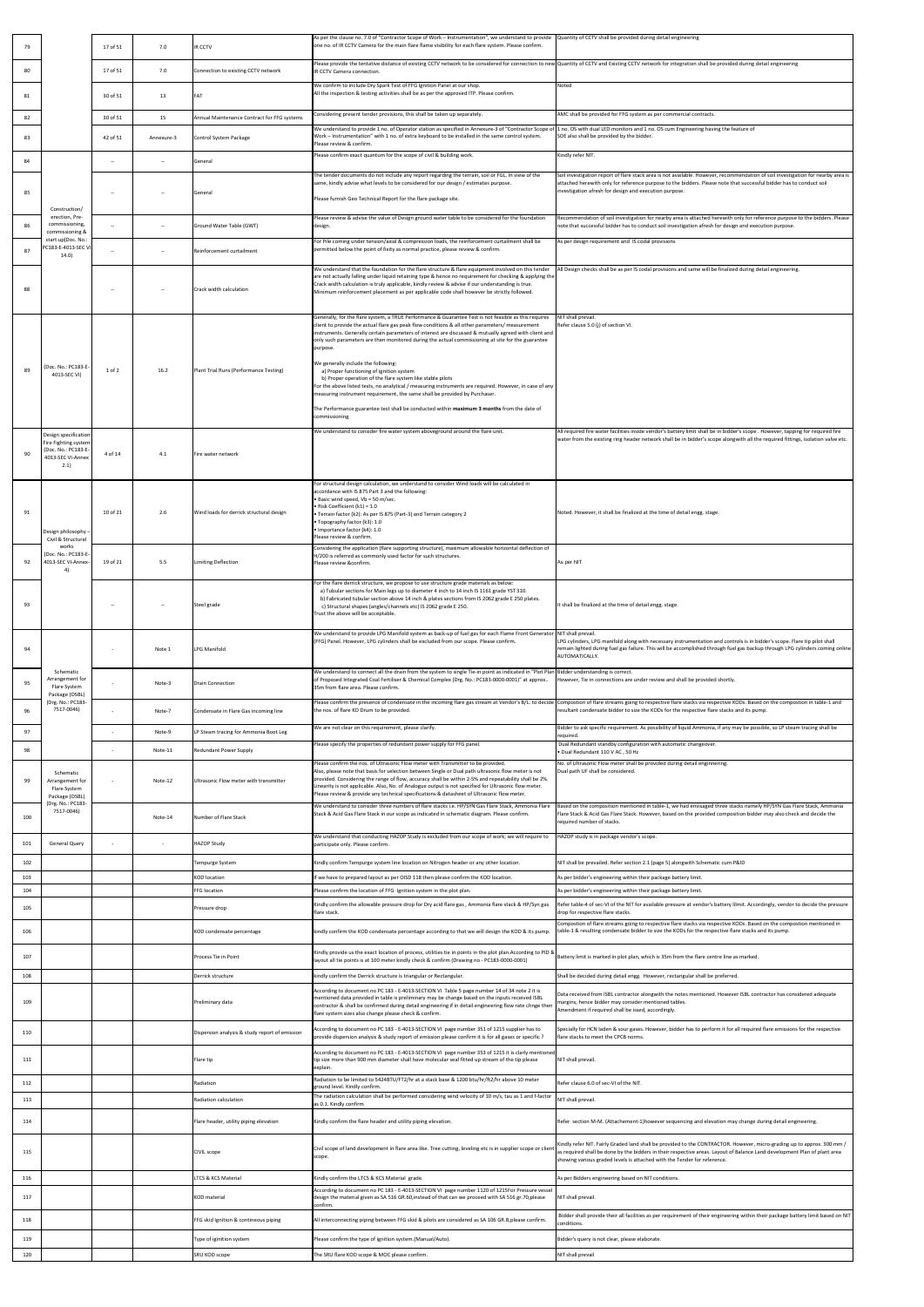| 79 | | 17 of 51 | 7.0 | IR CCTV | As per the clause no. 7.0 of "Contractor Scope of Work – Instrumentation", we understand to provide one no. of IR CCTV Camera for the main flare flame visibility for each flare system. Please confirm. | Quantity of CCTV shall be provided during detail engineering |
|---|---|---|---|---|---|---|
| 80 | | 17 of 51 | 7.0 | Connection to existing CCTV network | Please provide the tentative distance of existing CCTV network to be considered for connection to new IR CCTV Camera connection. | Quantity of CCTV and Existing CCTV network for integration shall be provided during detail engineering |
| 81 | | 30 of 51 | 13 | FAT | We confirm to include Dry Spark Test of FFG Ignition Panel at our shop. All the inspection & testing activities shall be as per the approved ITP. Please confirm. | Noted |
| 82 | | 30 of 51 | 15 | Annual Maintenance Contract for FFG systems | Considering present tender provisions, this shall be taken up separately. | AMC shall be provided for FFG system as per commercial contracts. |
| 83 | | 42 of 51 | Annexure-3 | Control System Package | We understand to provide 1 no. of Operator station as specified in Annexure-3 of "Contractor Scope of Work – Instrumentation" with 1 no. of extra keyboard to be installed in the same control system. Please review & confirm. | 1 no. OS with dual LED monitors and 1 no. OS cum Engineering having the feature of SOE also shall be provided by the bidder. |
| 84 | Construction/ erection, Pre-commissioning, commissioning & start up(Doc. No.: PC183-E-4013-SEC VI 14.0) | -- | -- | General | Please confirm exact quantum for the scope of civil & building work. | Kindly refer NIT. |
| 85 | | -- | -- | General | The tender documents do not include any report regarding the terrain, soil or FGL. In view of the same, kindly advise what levels to be considered for our design / estimates purpose. Please furnish Geo Technical Report for the flare package site. | Soil investigation report of flare stack area is not available. However, recommendation of soil investigation for nearby area is attached herewith only for reference purpose to the bidders. Please note that successful bidder has to conduct soil investigation afresh for design and execution purpose. |
| 86 | | -- | -- | Ground Water Table (GWT) | Please review & advise the value of Design ground water table to be considered for the foundation design. | Recommendation of soil investigation for nearby area is attached herewith only for reference purpose to the bidders. Please note that successful bidder has to conduct soil investigation afresh for design and execution purpose. |
| 87 | | -- | -- | Reinforcement curtailment | For Pile coming under tension/axial & compression loads, the reinforcement curtailment shall be permitted below the point of fixity as normal practice, please review & confirm. | As per design requirement and IS codal provisions |
| 88 | | -- | -- | Crack width calculation | We understand that the foundation for the flare structure & flare equipment involved on this tender are not actually falling under liquid retaining type & hence no requirement for checking & applying the Crack width calculation is truly applicable, kindly review & advise if our understanding is true. Minimum reinforcement placement as per applicable code shall however be strictly followed. | All Design checks shall be as per IS codal provisions and same will be finalized during detail engineering. |
| 89 | (Doc. No.: PC183-E-4013-SEC VI) | 1 of 2 | 16.2 | Plant Trial Runs (Performance Testing) | Generally, for the flare system, a TRUE Performance & Guarantee Test is not feasible as this requires client to provide the actual flare gas peak flow conditions & all other parameters/ measurement instruments. Generally certain parameters of interest are discussed & mutually agreed with client and only such parameters are then monitored during the actual commissioning at site for the guarantee purpose.<br><br>We generally include the following:<br>a) Proper functioning of ignition system<br>b) Proper operation of the flare system like stable pilots<br>For the above listed tests, no analytical / measuring instruments are required. However, in case of any measuring instrument requirement, the same shall be provided by Purchaser.<br><br>The Performance guarantee test shall be conducted within **maximum 3 months** from the date of commissioning. | NIT shall prevail.<br>Refer clause 5.0 (j) of section VI. |
| 90 | Design specification Fire Fighting system (Doc. No.: PC183-E-4013-SEC VI-Annex 2.1) | 4 of 14 | 4.1 | Fire water network | We understand to consider fire water system aboveground around the flare unit. | All required fire water facilities inside vendor's battery limit shall be in bidder's scope . However, tapping for required fire water from the existing ring header network shall be in bidder's scope alongwith all the required fittings, isolation valve etc. |
| 91 | Design philosophy – Civil & Structural works (Doc. No.: PC183-E-4013-SEC VI-Annex-4) | 10 of 21 | 2.6 | Wind loads for derrick structural design | For structural design calculation, we understand to consider Wind loads will be calculated in accordance with IS 875 Part 3 and the following:<br>• Basic wind speed, Vb = 50 m/sec.<br>• Risk Coefficient (k1) = 1.0<br>• Terrain factor (k2): As per IS 875 (Part-3) and Terrain category 2<br>• Topography factor (k3): 1.0<br>• Importance factor (k4): 1.0<br>Please review & confirm. | Noted. However, it shall be finalized at the time of detail engg. stage. |
| 92 | | 19 of 21 | 5.5 | Limiting Deflection | Considering the application (flare supporting structure), maximum allowable horizontal deflection of H/200 is referred as commonly used factor for such structures. Please review &confirm. | As per NIT |
| 93 | | -- | -- | Steel grade | For the flare derrick structure, we propose to use structure grade materials as below:<br>a) Tubular sections for Main legs up to diameter 4 inch to 14 inch IS 1161 grade YST 310.<br>b) Fabricated tubular section above 14 inch & plates sections from IS 2062 grade E 250 plates.<br>c) Structural shapes (angles/channels etc) IS 2062 grade E 250.<br>Trust the above will be acceptable. | It shall be finalized at the time of detail engg. stage. |
| 94 | Schematic Arrangement for Flare System Package (OSBL) (Drg. No.: PC183-7517-0046) | - | Note 1 | LPG Manifold | We understand to provide LPG Manifold system as back-up of fuel gas for each Flame Front Generator (FFG) Panel. However, LPG cylinders shall be excluded from our scope. Please confirm. | NIT shall prevail.<br>LPG cylinders, LPG manifold along with necessary instrumentation and controls is in bidder's scope. Flare tip pilot shall remain lighted during fuel gas failure. This will be accomplished through fuel gas backup through LPG cylinders coming online AUTOMATICALLY. |
| 95 | | - | Note-3 | Drain Connection | We understand to connect all the drain from the system to single Tie-in point as indicated in "Plot Plan of Proposed Integrated Coal Fertiliser & Chemical Complex (Drg. No.: PC183-0000-0001)" at approx. 35m from flare area. Please confirm. | Bidder understanding is correct.<br>However, Tie in connections are under review and shall be provided shortly. |
| 96 | | - | Note-7 | Condensate in Flare Gas incoming line | Please confirm the presence of condensate in the incoming flare gas stream at Vendor's B/L. to decide the nos. of flare KO Drum to be provided. | Composition of flare streams going to respective flare stacks via respective KODs. Based on the composition in table-1 and resultant condensate bidder to size the KODs for the respective flare stacks and its pump. |
| 97 | | - | Note-9 | LP Steam tracing for Ammonia Boot Leg | We are not clear on this requirement, please clarify. | Bidder to ask specific requirement. As possibility of liquid Ammonia, if any may be possible, so LP steam tracing shall be required. |
| 98 | | - | Note-11 | Redundant Power Supply | Please specify the properties of redundant power supply for FFG panel. | Dual Redundant standby configuration with automatic changeover.<br>• Dual Redundant 110 V AC , 50 Hz |
| 99 | Schematic Arrangement for Flare System Package (OSBL) (Drg. No.: PC183-7517-0046) | - | Note-12 | Ultrasonic Flow meter with transmitter | Please confirm the nos. of Ultrasonic Flow meter with Transmitter to be provided.<br>Also, please note that basis for selection between Single or Dual path ultrasonic flow meter is not provided. Considering the range of flow, accuracy shall be within 2-5% and repeatability shall be 2%. Linearity is not applicable. Also, No of Analogue output is not specified for Ultrasonic flow meter. Please review & provide any technical specifications & datasheet of Ultrasonic flow meter. | No. of Ultrasonic Flow meter shall be provided during detail enginnering.<br>Dual path UF shall be considered. |
| 100 | | | Note-14 | Number of Flare Stack | We understand to consider three numbers of flare stacks i.e. HP/SYN Gas Flare Stack, Ammonia Flare Stack & Acid Gas Flare Stack in our scope as indicated in schematic diagram. Please confirm. | Based on the composition mentioned in table-1, we had envisaged three stacks namely HP/SYN Gas Flare Stack, Ammonia Flare Stack & Acid Gas Flare Stack. However, based on the provided composition bidder may also check and decide the required number of stacks. |
| 101 | General Query | - | - | HAZOP Study | We understand that conducting HAZOP Study is excluded from our scope of work; we will require to participate only. Please confirm. | HAZOP study is in package vendor's scope. |
| 102 | | | | Tempurge System | Kindly confirm Tempurge system line location on Nitrogen header or any other location. | NIT shall be prevailed. Refer section 2.1 (page 5) alongwith Schematic cum P&ID |
| 103 | | | | KOD location | If we have to prepared layout as per OISD 118 then please confirm the KOD location. | As per bidder's engineering within their package battery limit. |
| 104 | | | | FFG location | Please confirm the location of FFG Ignition system in the plot plan. | As per bidder's engineering within their package battery limit. |
| 105 | | | | Pressure drop | Kindly confirm the allowable pressure drop for Dry acid flare gas , Ammonia flare stack & HP/Syn gas flare stack. | Refer table-4 of sec-VI of the NIT for available pressure at vendor's battery llimit. Accordingly, vendor to decide the pressure drop for respective flare stacks. |
| 106 | | | | KOD condensate percentage | kindly confirm the KOD condensate percentage according to that we will design the KOD & its pump. | Composition of flare streams going to respective flare stacks via respective KODs. Based on the composition mentioned in table-1 & resulting condensate bidder to size the KODs for the respective flare stacks and its pump. |
| 107 | | | | Process Tie in Point | Kindly provide us the exact location of process, utilities tie in points in the plot plan.According to PID & layout all tie points is at 100 meter kindly check & confirm (Drawing no - PC183-0000-0001) | Battery limit is marked in plot plan, which is 35m from the flare centre line as marked. |
| 108 | | | | Derrick structure | kindly confirm the Derrick structure is triangular or Rectangular. | Shall be decided during detail engg. However, rectangular shall be preferred. |
| 109 | | | | Preliminary data | According to document no PC 183 - E-4013-SECTION VI Table 5 page number 14 of 34 note 2 it is mentioned data provided in table is preliminary may be change based on the inputs received ISBL contractor & shall be confirmed during detail engineering if in detail engineering flow rate chnge then flare system sizes also change please check & confirm. | Data received from ISBL contractor alongwith the notes mentioned. However ISBL contractor has considered adequate margins, hence bidder may consider mentioned tables.<br>Amendment if required shall be issed, accordingly. |
| 110 | | | | Dispersion analysis & study report of emission | According to document no PC 183 - E-4013-SECTION VI page number 351 of 1215 supplier has to provide dispersion analysis & study report of emission please confirm it is for all gases or specific ? | Specially for HCN laden & sour gases. However, bidder has to perform it for all required flare emissions for the respective flare stacks to meet the CPCB norms. |
| 111 | | | | Flare tip | According to document no PC 183 - E-4013-SECTION VI page number 353 of 1215 it is clarly mentioned tip size more than 900 mm diameter shall have molecular seal fitted up stream of the tip please explain. | NIT shall prevail. |
| 112 | | | | Radiation | Radiation to be limited to 5424BTU/FT2/hr at a stack base & 1200 btu/hr/ft2/hr above 10 meter ground level. Kindly confirm. | Refer clause 6.0 of sec-VI of the NIT. |
| 113 | | | | Radiation calculation | The radiation calculation shall be performed considering wind velocity of 10 m/s, tau as 1 and f-factor as 0.1. Kindly confirm | NIT shall prevail. |
| 114 | | | | Flare header, utility piping elevation | Kindly confirm the flare header and utility piping elevation. | Refer section M-M. (Attachement-1)however sequencing and elevation may change during detail engineering. |
| 115 | | | | CIVIL scope | Civil scope of land development in flare area like. Tree cutting, leveling etc is in supplier scope or client scope. | Kindly refer NIT. Fairly Graded land shall be provided to the CONTRACTOR. However, micro-grading up to approx. 300 mm / as required shall be done by the bidders in their respective areas. Layout of Balance Land development Plan of plant area showing various graded levels is attached with the Tender for reference. |
| 116 | | | | LTCS & KCS Material | Kindly confirm the LTCS & KCS Material grade. | As per Bidders engineering based on NIT conditions. |
| 117 | | | | KOD material | According to document no PC 183 - E-4013-SECTION VI page number 1120 of 1215For Pressure vessel design the material given as SA 516 GR.60,instead of that can we proceed with SA 516 gr.70,please confirm. | NIT shall prevail. |
| 118 | | | | FFG skid Ignition & continuous piping | All interconnecting piping between FFG skid & pilots are considered as SA 106 GR.B,please confirm. | Bidder shall provide their all facilities as per requirement of their engineering within their package battery limit based on NIT conditions. |
| 119 | | | | Type of iginition system | Please confirm the type of ignition system.(Manual/Auto). | Bidder's query is not clear, please elaborate. |
| 120 | | | | SRU KOD scope | The SRU flare KOD scope & MOC please confirm. | NIT shall prevail |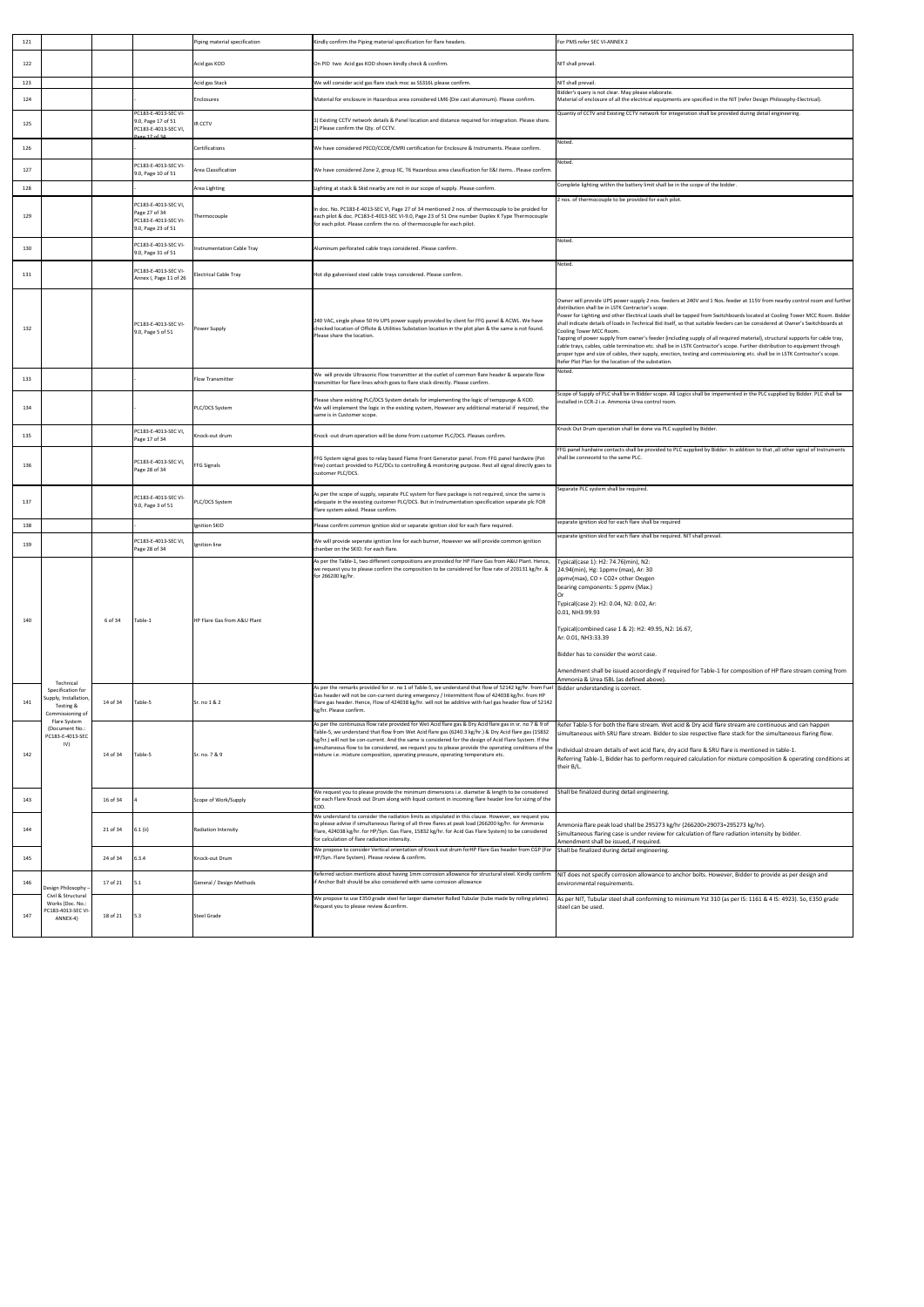| | | | | | | |
|---|---|---|---|---|---|---|
| 121 | | | | Piping material specification | Kindly confirm the Piping material specification for flare headers. | For PMS refer SEC VI-ANNEX 2 |
| 122 | | | | Acid gas KOD | On PID two Acid gas KOD shown kindly check & confirm. | NIT shall prevail. |
| 123 | | | | Acid gas Stack | We will consider acid gas flare stack moc as SS316L please confirm. | NIT shall prevail. |
| 124 | | | - | Enclosures | Material for enclosure in Hazardous area considered LM6 (Die cast aluminum). Please confirm. | Bidder's query is not clear. May please elaborate. Material of enclosure of all the electrical equipments are specified in the NIT (refer Design Philosophy-Electrical). |
| 125 | | | PC183-E-4013-SEC VI-9.0, Page 17 of 51 PC183-E-4013-SEC VI, Page 17 of 34 | IR CCTV | 1) Existing CCTV network details & Panel location and distance required for integration. Please share. 2) Please confirm the Qty. of CCTV. | Quantity of CCTV and Existing CCTV network for integeration shall be provided during detail engineering. |
| 126 | | | - | Certifications | We have considered PECO/CCOE/CMRI certification for Enclosure & Instruments. Please confirm. | Noted. |
| 127 | | | PC183-E-4013-SEC VI-9.0, Page 10 of 51 | Area Classification | We have considered Zone 2, group IIC, T6 Hazardous area classification for E&I items.. Please confirm. | Noted. |
| 128 | | | - | Area Lighting | Lighting at stack & Skid nearby are not in our scope of supply. Please confirm. | Complete lighting within the battery limit shall be in the scope of the bidder. |
| 129 | | | PC183-E-4013-SEC VI, Page 27 of 34 PC183-E-4013-SEC VI-9.0, Page 23 of 51 | Thermocouple | In doc. No. PC183-E-4013-SEC VI, Page 27 of 34 mentioned 2 nos. of thermocouple to be proided for each pilot & doc. PC183-E-4013-SEC VI-9.0, Page 23 of 51 One number Duplex K Type Thermocouple for each pilot. Please confirm the no. of thermocouple for each pilot. | 2 nos. of thermocouple to be provided for each pilot. |
| 130 | | | PC183-E-4013-SEC VI-9.0, Page 31 of 51 | Instrumentation Cable Tray | Aluminum perforated cable trays considered. Please confirm. | Noted. |
| 131 | | | PC183-E-4013-SEC VI-Annex-I, Page 11 of 26 | Electrical Cable Tray | Hot dip galvenised steel cable trays considered. Please confirm. | Noted. |
| 132 | | | PC183-E-4013-SEC VI-9.0, Page 5 of 51 | Power Supply | 240 VAC, single phase 50 Hz UPS power supply provided by client for FFG panel & ACWL. We have checked location of Offsite & Utilities Substation location in the plot plan & the same is not found. Please share the location. | Owner will provide UPS power supply 2 nos. feeders at 240V and 1 Nos. feeder at 115V from nearby control room and further distribution shall be in LSTK Contractor's scope. Power for Lighting and other Electrical Loads shall be tapped from Switchboards located at Cooling Tower MCC Room. Bidder shall indicate details of loads in Technical Bid itself, so that suitable feeders can be considered at Owner's Switchboards at Cooling Tower MCC Room. Tapping of power supply from owner's feeder (including supply of all required material), structural supports for cable tray, cable trays, cables, cable termination etc. shall be in LSTK Contractor's scope. Further distribution to equipment through proper type and size of cables, their supply, erection, testing and commissioning etc. shall be in LSTK Contractor's scope. Refer Plot Plan for the location of the substation. |
| 133 | | | - | Flow Transmitter | We will provide Ultrasonic Flow transmitter at the outlet of common flare header & separate flow transmitter for flare lines which goes to flare stack directly. Please confirm. | Noted. |
| 134 | | | - | PLC/DCS System | Please share existing PLC/DCS System details for implementing the logic of temppurge & KOD. We will implement the logic in the existing system, However any additional material if required, the same is in Customer scope. | Scope of Supply of PLC shall be in Bidder scope. All Logics shall be impemented in the PLC supplied by Bidder. PLC shall be installed in CCR-2 i.e. Ammonia Urea control room. |
| 135 | | | PC183-E-4013-SEC VI, Page 17 of 34 | Knock-out drum | Knock -out drum operation will be done from customer PLC/DCS. Pleases confirm. | Knock Out Drum operation shall be done via PLC supplied by Bidder. |
| 136 | | | PC183-E-4013-SEC VI, Page 28 of 34 | FFG Signals | FFG System signal goes to relay based Flame Front Generator panel. From FFG panel hardwire (Pot free) contact provided to PLC/DCs to controlling & monitoring purpose. Rest all signal directly goes to customer PLC/DCS. | FFG panel hardwire contacts shall be provided to PLC supplied by Bidder. In addition to that ,all other signal of Instruments shall be connecetd to the same PLC. |
| 137 | | | PC183-E-4013-SEC VI-9.0, Page 3 of 51 | PLC/DCS System | As per the scope of supply, separate PLC system for flare package is not required, since the same is adequate in the exsisting customer PLC/DCS. But in Instrumentation specification separate plc FOR Flare system asked. Please confirm. | Separate PLC system shall be required. |
| 138 | | | - | Ignition SKID | Please confirm common ignition skid or separate ignition skid for each flare required. | separate ignition skid for each flare shall be required |
| 139 | | | PC183-E-4013-SEC VI, Page 28 of 34 | Ignition line | We will provide seperate ignition line for each burner, However we will provide common ignition chanber on the SKID. For each flare. | separate ignition skid for each flare shall be required. NIT shall prevail. |
| 140 | Technical Specification for Supply, Installation, Testing & Commissioning of Flare System (Document No.: PC183-E-4013-SEC IV) | 6 of 34 | Table-1 | HP Flare Gas from A&U Plant | As per the Table-1, two different compositions are provided for HP Flare Gas from A&U Plant. Hence, we request you to please confirm the composition to be considered for flow rate of 203131 kg/hr. & for 266200 kg/hr. | Typical(case 1): H2: 74.76(min), N2: 24.94(min), Hg: 1ppmv (max), Ar: 30 ppmv(max), CO + CO2+ other Oxygen bearing components: 5 ppmv (Max.) Or Typical(case 2): H2: 0.04, N2: 0.02, Ar: 0.01, NH3:99.93 Typical(combined case 1 & 2): H2: 49.95, N2: 16.67, Ar: 0.01, NH3:33.39 Bidder has to consider the worst case. Amendment shall be issued acoordingly if required for Table-1 for composition of HP flare stream coming from Ammonia & Urea ISBL (as defined above). |
| 141 | | 14 of 34 | Table-5 | Sr. no 1 & 2 | As per the remarks provided for sr. no 1 of Table-5, we understand that flow of 52142 kg/hr. from Fuel Gas header will not be con-current during emergency / Intermittent flow of 424038 kg/hr. from HP flare gas header. Hence, flow of 424038 kg/hr. will not be additive with fuel gas header flow of 52142 kg/hr. Please confirm. | Bidder understanding is correct. |
| 142 | | 14 of 34 | Table-5 | Sr. no. 7 & 9 | As per the continuous flow rate provided for Wet Acid flare gas & Dry Acid flare gas in sr. no 7 & 9 of Table-5, we understand that flow from Wet Acid flare gas (6240.3 kg/hr.) & Dry Acid flare gas (15832 kg/hr.) will not be con-current. And the same is considered for the design of Acid Flare System. If the simultaneous flow to be considered, we request you to please provide the operating conditions of the mixture i.e. mixture composition, operating pressure, operating temperature etc. | Refer Table-5 for both the flare stream. Wet acid & Dry acid flare stream are continuous and can happen simultaneous with SRU flare stream. Bidder to size respective flare stack for the simultaneous flaring flow. Individual stream details of wet acid flare, dry acid flare & SRU flare is mentioned in table-1. Referring Table-1, Bidder has to perform required calculation for mixture composition & operating conditions at their B/L. |
| 143 | | 16 of 34 | 4 | Scope of Work/Supply | We request you to please provide the minimum dimensions i.e. diameter & length to be considered for each Flare Knock out Drum along with liquid content in incoming flare header line for sizing of the KOD. | Shall be finalized during detail engineering. |
| 144 | | 21 of 34 | 6.1 (ii) | Radiation Intensity | We understand to consider the radiation limits as stipulated in this clause. However, we request you to please advise if simultaneous flaring of all three flares at peak load (266200 kg/hr. for Ammonia Flare, 424038 kg/hr. for HP/Syn. Gas Flare, 15832 kg/hr. for Acid Gas Flare System) to be considered for calculation of flare radiation intensity. | Ammonia flare peak load shall be 295273 kg/hr (266200+29073=295273 kg/hr). Simultaneous flaring case is under review for calculation of flare radiation intensity by bidder. Amendment shall be issued, if required. |
| 145 | | 24 of 34 | 6.3.4 | Knock-out Drum | We propose to consider Vertical orientation of Knock out drum forHP Flare Gas header from CGP (For HP/Syn. Flare System). Please review & confirm. | Shall be finalized during detail engineering. |
| 146 | Design Philosophy – Civil & Structural Works (Doc. No.: PC183-4013-SEC VI-ANNEX-4) | 17 of 21 | 5.1 | General / Design Methods | Referred section mentions about having 1mm corrosion allowance for structural steel. Kindly confirm if Anchor Bolt should be also considered with same corrosion allowance | NIT does not specify corrosion allowance to anchor bolts. However, Bidder to provide as per design and environmental requirements. |
| 147 | | 18 of 21 | 5.3 | Steel Grade | We propose to use E350 grade steel for larger diameter Rolled Tubular (tube made by rolling plates). Request you to please review &confirm. | As per NIT, Tubular steel shall conforming to minimum Yst 310 (as per IS: 1161 & 4 IS: 4923). So, E350 grade steel can be used. |